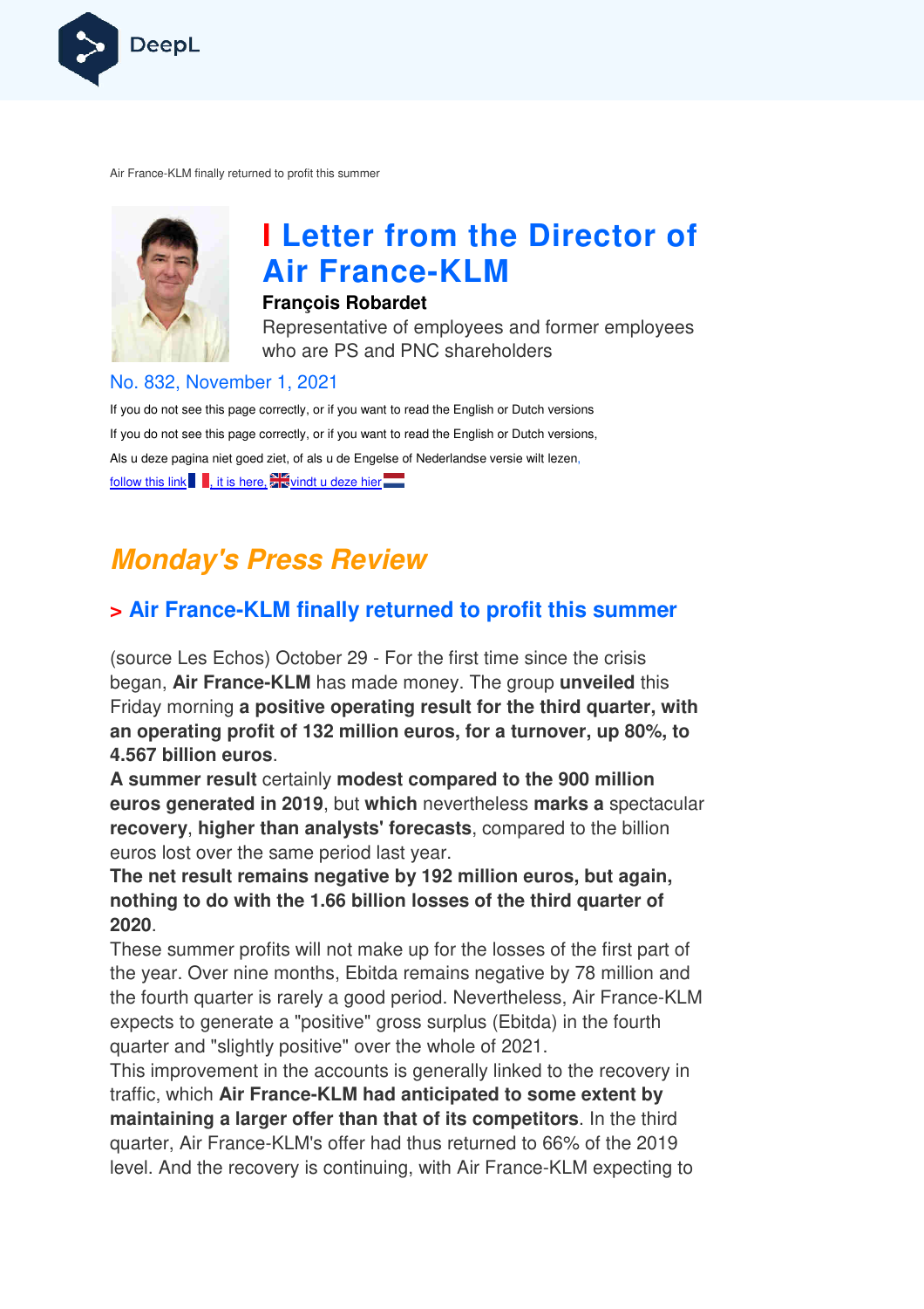Air France-KLM finally returned to profit this summer

# Letter from the Director of Air France-KLM

**François Robardet**

Representative of employees and former employees who are PS and PNC shareholders

No. 832, November 1, 2021

If you do not see this page correctly, or if you want to read the English or Dutch versions

If you do not see this page correctly, or if you want to read the English or Dutch versions,

Als u deze pagina niet goed ziet, of als u de Engelse of Nederlandse versie wilt lezen,

follow this link, it is here, vindt u deze hier

## *Monday's Press Review*

### > Air France-KLM finally returned to profit this summer

(source Les Echos) October 29 - For the first time since the crisis began, **Air France-KLM** has made money. The group **unveiled** this Friday morning **a positive operating result for the third quarter, with an operating profit of 132 million euros, for a turnover, up 80%, to 4.567 billion euros**.

**A summer result** certainly **modest compared to the 900 million euros generated in 2019**, but **which** nevertheless **marks a** spectacular **recovery**, **higher than analysts' forecasts**, compared to the billion euros lost over the same period last year.

**The net result remains negative by 192 million euros, but again, nothing to do with the 1.66 billion losses of the third quarter of 2020**.

These summer profits will not make up for the losses of the first part of the year. Over nine months, Ebitda remains negative by 78 million and the fourth quarter is rarely a good period. Nevertheless, Air France-KLM expects to generate a "positive" gross surplus (Ebitda) in the fourth quarter and "slightly positive" over the whole of 2021.

This improvement in the accounts is generally linked to the recovery in traffic, which **Air France-KLM had anticipated to some extent by maintaining a larger offer than that of its competitors**. In the third quarter, Air France-KLM's offer had thus returned to 66% of the 2019 level. And the recovery is continuing, with Air France-KLM expecting to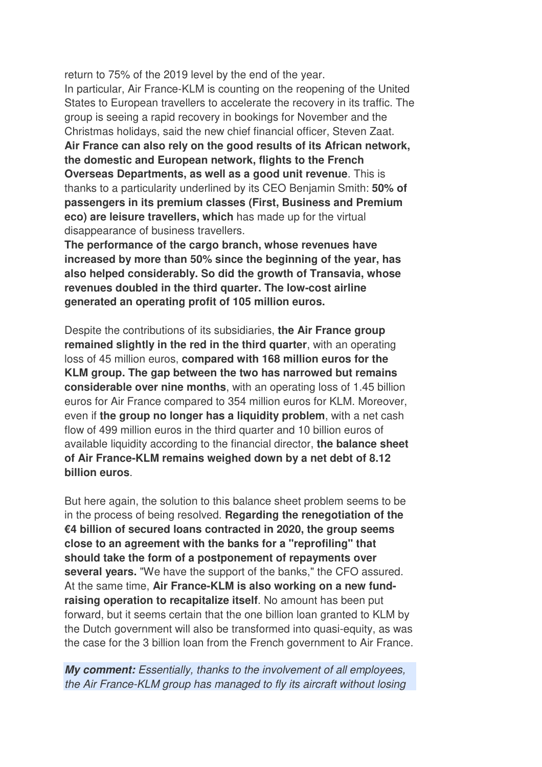return to 75% of the 2019 level by the end of the year.
In particular, Air France-KLM is counting on the reopening of the United States to European travellers to accelerate the recovery in its traffic. The group is seeing a rapid recovery in bookings for November and the Christmas holidays, said the new chief financial officer, Steven Zaat.
**Air France can also rely on the good results of its African network, the domestic and European network, flights to the French Overseas Departments, as well as a good unit revenue**. This is thanks to a particularity underlined by its CEO Benjamin Smith: **50% of passengers in its premium classes (First, Business and Premium eco) are leisure travellers, which** has made up for the virtual disappearance of business travellers.
**The performance of the cargo branch, whose revenues have increased by more than 50% since the beginning of the year, has also helped considerably. So did the growth of Transavia, whose revenues doubled in the third quarter. The low-cost airline generated an operating profit of 105 million euros.**

Despite the contributions of its subsidiaries, **the Air France group remained slightly in the red in the third quarter**, with an operating loss of 45 million euros, **compared with 168 million euros for the KLM group. The gap between the two has narrowed but remains considerable over nine months**, with an operating loss of 1.45 billion euros for Air France compared to 354 million euros for KLM. Moreover, even if **the group no longer has a liquidity problem**, with a net cash flow of 499 million euros in the third quarter and 10 billion euros of available liquidity according to the financial director, **the balance sheet of Air France-KLM remains weighed down by a net debt of 8.12 billion euros**.

But here again, the solution to this balance sheet problem seems to be in the process of being resolved. **Regarding the renegotiation of the €4 billion of secured loans contracted in 2020, the group seems close to an agreement with the banks for a "reprofiling" that should take the form of a postponement of repayments over several years.** "We have the support of the banks," the CFO assured. At the same time, **Air France-KLM is also working on a new fund-raising operation to recapitalize itself**. No amount has been put forward, but it seems certain that the one billion loan granted to KLM by the Dutch government will also be transformed into quasi-equity, as was the case for the 3 billion loan from the French government to Air France.

***My comment:*** *Essentially, thanks to the involvement of all employees, the Air France-KLM group has managed to fly its aircraft without losing*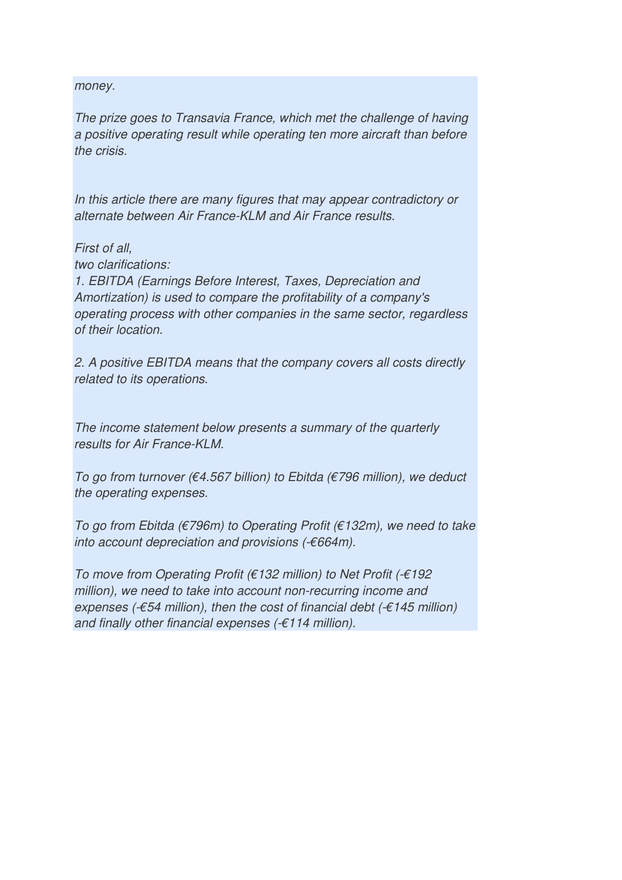*money.*

*The prize goes to Transavia France, which met the challenge of having a positive operating result while operating ten more aircraft than before the crisis.*

*In this article there are many figures that may appear contradictory or alternate between Air France-KLM and Air France results.*

*First of all,*
*two clarifications:*
*1. EBITDA (Earnings Before Interest, Taxes, Depreciation and Amortization) is used to compare the profitability of a company's operating process with other companies in the same sector, regardless of their location.*

*2. A positive EBITDA means that the company covers all costs directly related to its operations.*

*The income statement below presents a summary of the quarterly results for Air France-KLM.*

*To go from turnover (€4.567 billion) to Ebitda (€796 million), we deduct the operating expenses.*

*To go from Ebitda (€796m) to Operating Profit (€132m), we need to take into account depreciation and provisions (-€664m).*

*To move from Operating Profit (€132 million) to Net Profit (-€192 million), we need to take into account non-recurring income and expenses (-€54 million), then the cost of financial debt (-€145 million) and finally other financial expenses (-€114 million).*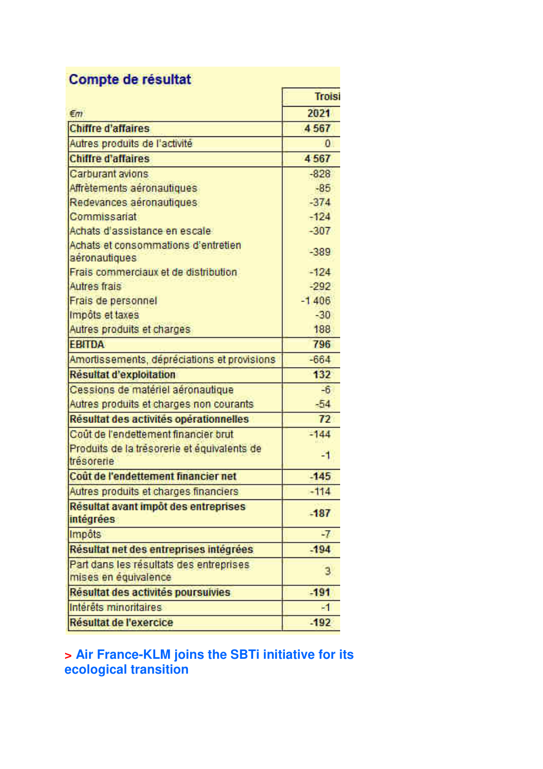## Compte de résultat

| €m | Troisi<br>2021 |
|---|---|
| **Chiffre d'affaires** | **4 567** |
| Autres produits de l'activité | 0 |
| **Chiffre d'affaires** | **4 567** |
| Carburant avions | -828 |
| Affrètements aéronautiques | -85 |
| Redevances aéronautiques | -374 |
| Commissariat | -124 |
| Achats d'assistance en escale | -307 |
| Achats et consommations d'entretien aéronautiques | -389 |
| Frais commerciaux et de distribution | -124 |
| Autres frais | -292 |
| Frais de personnel | -1 406 |
| Impôts et taxes | -30 |
| Autres produits et charges | 188 |
| **EBITDA** | **796** |
| Amortissements, dépréciations et provisions | -664 |
| **Résultat d'exploitation** | **132** |
| Cessions de matériel aéronautique | -6 |
| Autres produits et charges non courants | -54 |
| **Résultat des activités opérationnelles** | **72** |
| Coût de l'endettement financier brut | -144 |
| Produits de la trésorerie et équivalents de trésorerie | -1 |
| **Coût de l'endettement financier net** | **-145** |
| Autres produits et charges financiers | -114 |
| **Résultat avant impôt des entreprises intégrées** | **-187** |
| Impôts | -7 |
| **Résultat net des entreprises intégrées** | **-194** |
| Part dans les résultats des entreprises mises en équivalence | 3 |
| **Résultat des activités poursuivies** | **-191** |
| Intérêts minoritaires | -1 |
| **Résultat de l'exercice** | **-192** |

**> Air France-KLM joins the SBTi initiative for its ecological transition**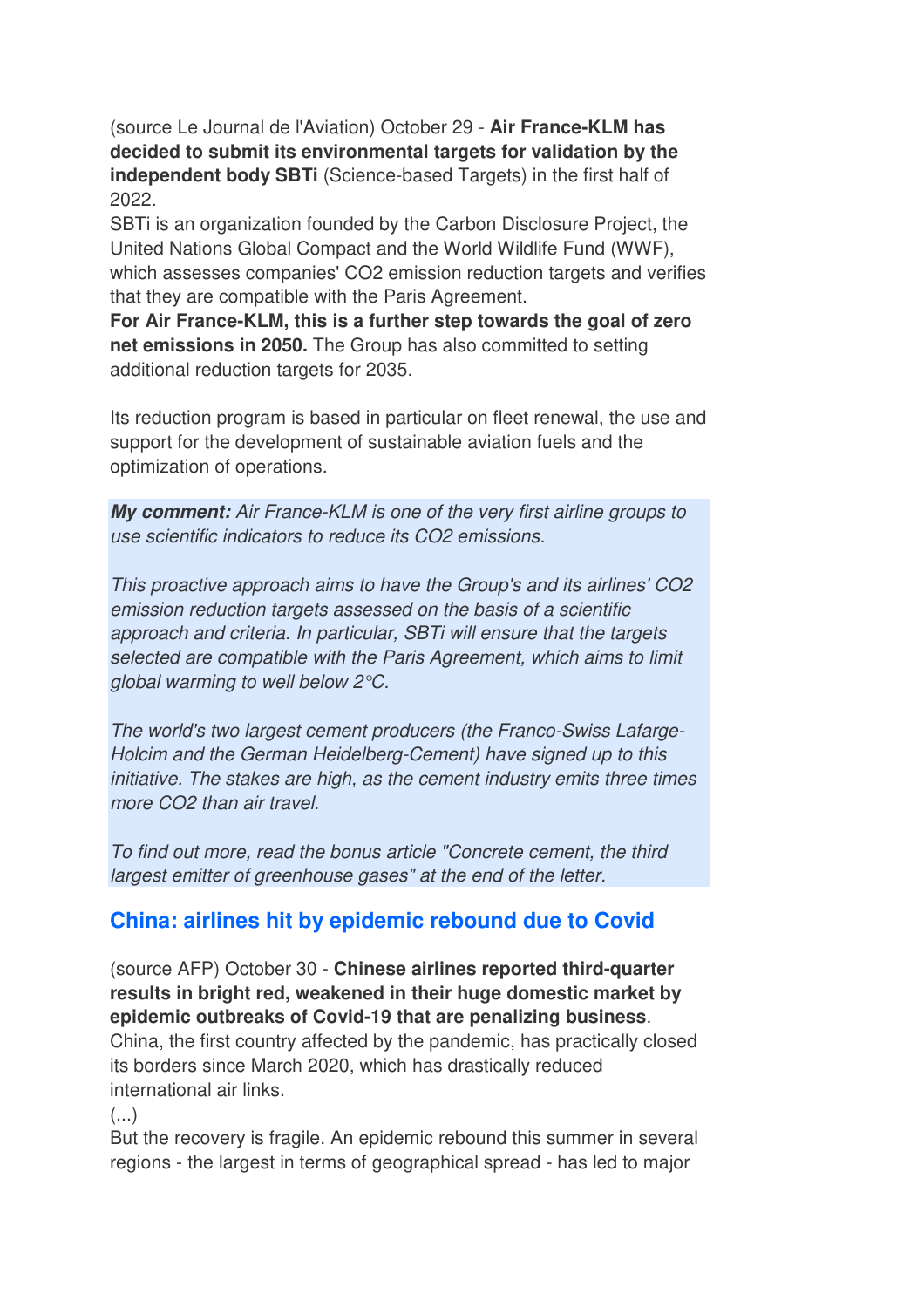(source Le Journal de l'Aviation) October 29 - **Air France-KLM has decided to submit its environmental targets for validation by the independent body SBTi** (Science-based Targets) in the first half of 2022.

SBTi is an organization founded by the Carbon Disclosure Project, the United Nations Global Compact and the World Wildlife Fund (WWF), which assesses companies' CO2 emission reduction targets and verifies that they are compatible with the Paris Agreement.

**For Air France-KLM, this is a further step towards the goal of zero net emissions in 2050.** The Group has also committed to setting additional reduction targets for 2035.

Its reduction program is based in particular on fleet renewal, the use and support for the development of sustainable aviation fuels and the optimization of operations.

***My comment:*** *Air France-KLM is one of the very first airline groups to use scientific indicators to reduce its CO2 emissions.*

*This proactive approach aims to have the Group's and its airlines' CO2 emission reduction targets assessed on the basis of a scientific approach and criteria. In particular, SBTi will ensure that the targets selected are compatible with the Paris Agreement, which aims to limit global warming to well below 2°C.*

*The world's two largest cement producers (the Franco-Swiss Lafarge-Holcim and the German Heidelberg-Cement) have signed up to this initiative. The stakes are high, as the cement industry emits three times more CO2 than air travel.*

*To find out more, read the bonus article "Concrete cement, the third largest emitter of greenhouse gases" at the end of the letter.*

## China: airlines hit by epidemic rebound due to Covid

(source AFP) October 30 - **Chinese airlines reported third-quarter results in bright red, weakened in their huge domestic market by epidemic outbreaks of Covid-19 that are penalizing business**. China, the first country affected by the pandemic, has practically closed its borders since March 2020, which has drastically reduced international air links.

(...)

But the recovery is fragile. An epidemic rebound this summer in several regions - the largest in terms of geographical spread - has led to major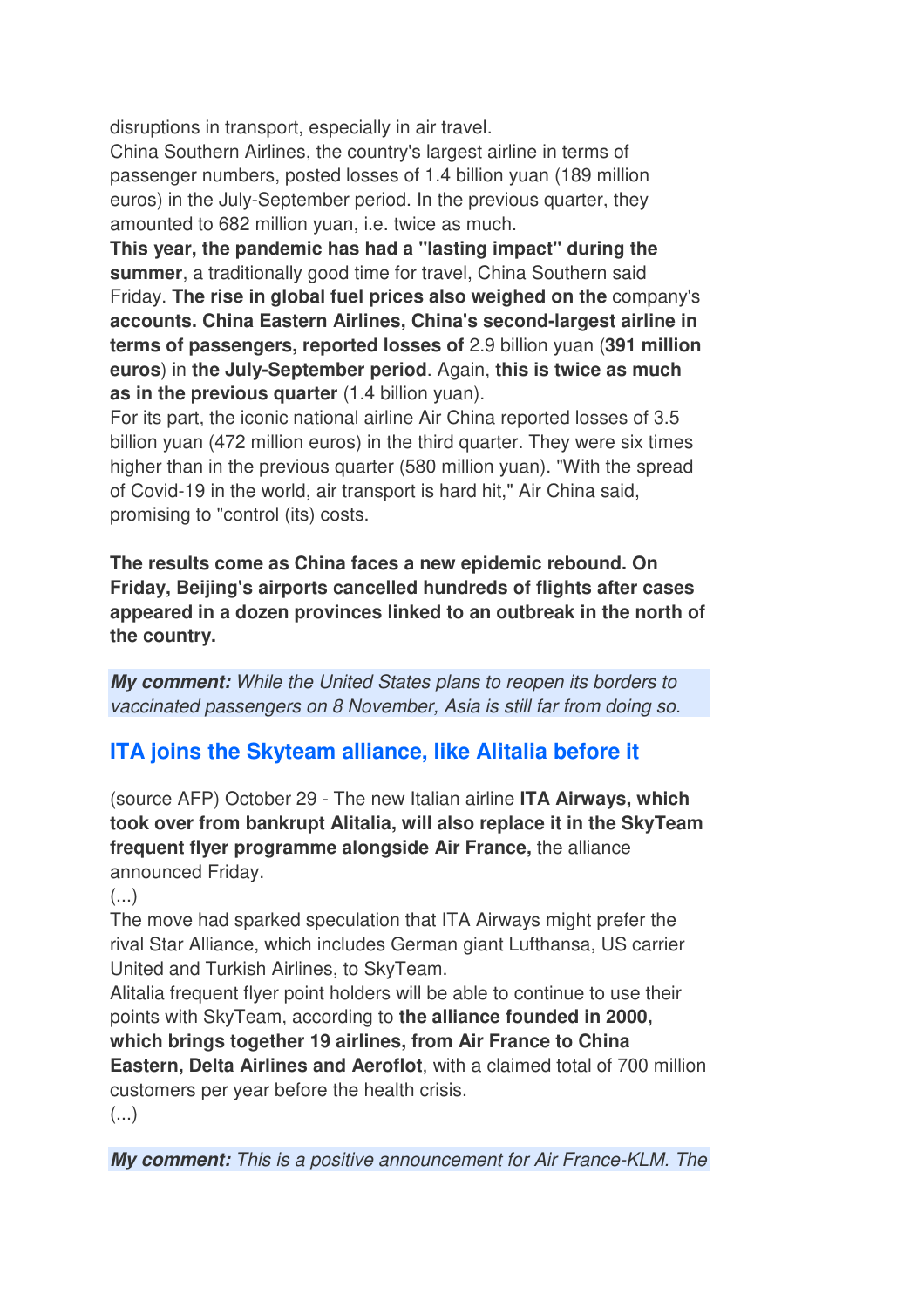disruptions in transport, especially in air travel.
China Southern Airlines, the country's largest airline in terms of passenger numbers, posted losses of 1.4 billion yuan (189 million euros) in the July-September period. In the previous quarter, they amounted to 682 million yuan, i.e. twice as much.
**This year, the pandemic has had a "lasting impact" during the summer**, a traditionally good time for travel, China Southern said Friday. **The rise in global fuel prices also weighed on the** company's **accounts. China Eastern Airlines, China's second-largest airline in terms of passengers, reported losses of** 2.9 billion yuan (**391 million euros**) in **the July-September period**. Again, **this is twice as much as in the previous quarter** (1.4 billion yuan).
For its part, the iconic national airline Air China reported losses of 3.5 billion yuan (472 million euros) in the third quarter. They were six times higher than in the previous quarter (580 million yuan). "With the spread of Covid-19 in the world, air transport is hard hit," Air China said, promising to "control (its) costs.

**The results come as China faces a new epidemic rebound. On Friday, Beijing's airports cancelled hundreds of flights after cases appeared in a dozen provinces linked to an outbreak in the north of the country.**

***My comment:*** *While the United States plans to reopen its borders to vaccinated passengers on 8 November, Asia is still far from doing so.*

## ITA joins the Skyteam alliance, like Alitalia before it

(source AFP) October 29 - The new Italian airline **ITA Airways, which took over from bankrupt Alitalia, will also replace it in the SkyTeam frequent flyer programme alongside Air France,** the alliance announced Friday.
(...)
The move had sparked speculation that ITA Airways might prefer the rival Star Alliance, which includes German giant Lufthansa, US carrier United and Turkish Airlines, to SkyTeam.
Alitalia frequent flyer point holders will be able to continue to use their points with SkyTeam, according to **the alliance founded in 2000, which brings together 19 airlines, from Air France to China Eastern, Delta Airlines and Aeroflot**, with a claimed total of 700 million customers per year before the health crisis.
(...)

***My comment:*** *This is a positive announcement for Air France-KLM. The*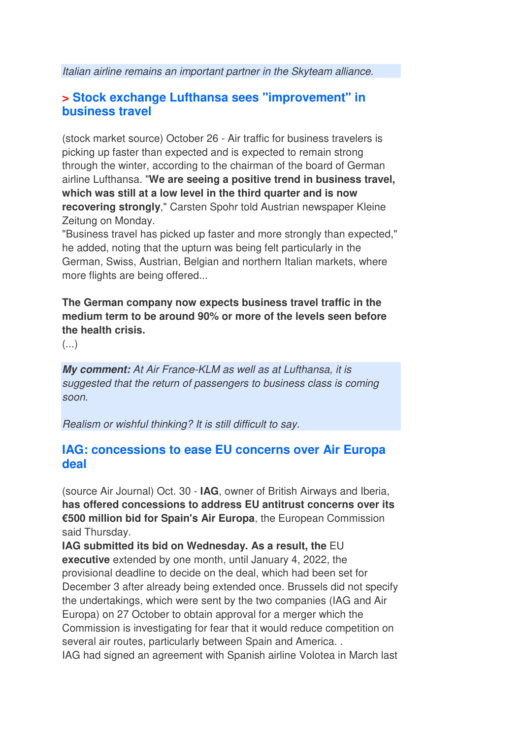*Italian airline remains an important partner in the Skyteam alliance.*

## > Stock exchange Lufthansa sees "improvement" in business travel

(stock market source) October 26 - Air traffic for business travelers is picking up faster than expected and is expected to remain strong through the winter, according to the chairman of the board of German airline Lufthansa. "**We are seeing a positive trend in business travel, which was still at a low level in the third quarter and is now recovering strongly**," Carsten Spohr told Austrian newspaper Kleine Zeitung on Monday.
"Business travel has picked up faster and more strongly than expected," he added, noting that the upturn was being felt particularly in the German, Swiss, Austrian, Belgian and northern Italian markets, where more flights are being offered...

**The German company now expects business travel traffic in the medium term to be around 90% or more of the levels seen before the health crisis.**
(...)

***My comment:*** *At Air France-KLM as well as at Lufthansa, it is suggested that the return of passengers to business class is coming soon.*

*Realism or wishful thinking? It is still difficult to say.*

## IAG: concessions to ease EU concerns over Air Europa deal

(source Air Journal) Oct. 30 - **IAG**, owner of British Airways and Iberia, **has offered concessions to address EU antitrust concerns over its €500 million bid for Spain's Air Europa**, the European Commission said Thursday.
**IAG submitted its bid on Wednesday. As a result, the** EU **executive** extended by one month, until January 4, 2022, the provisional deadline to decide on the deal, which had been set for December 3 after already being extended once. Brussels did not specify the undertakings, which were sent by the two companies (IAG and Air Europa) on 27 October to obtain approval for a merger which the Commission is investigating for fear that it would reduce competition on several air routes, particularly between Spain and America. .
IAG had signed an agreement with Spanish airline Volotea in March last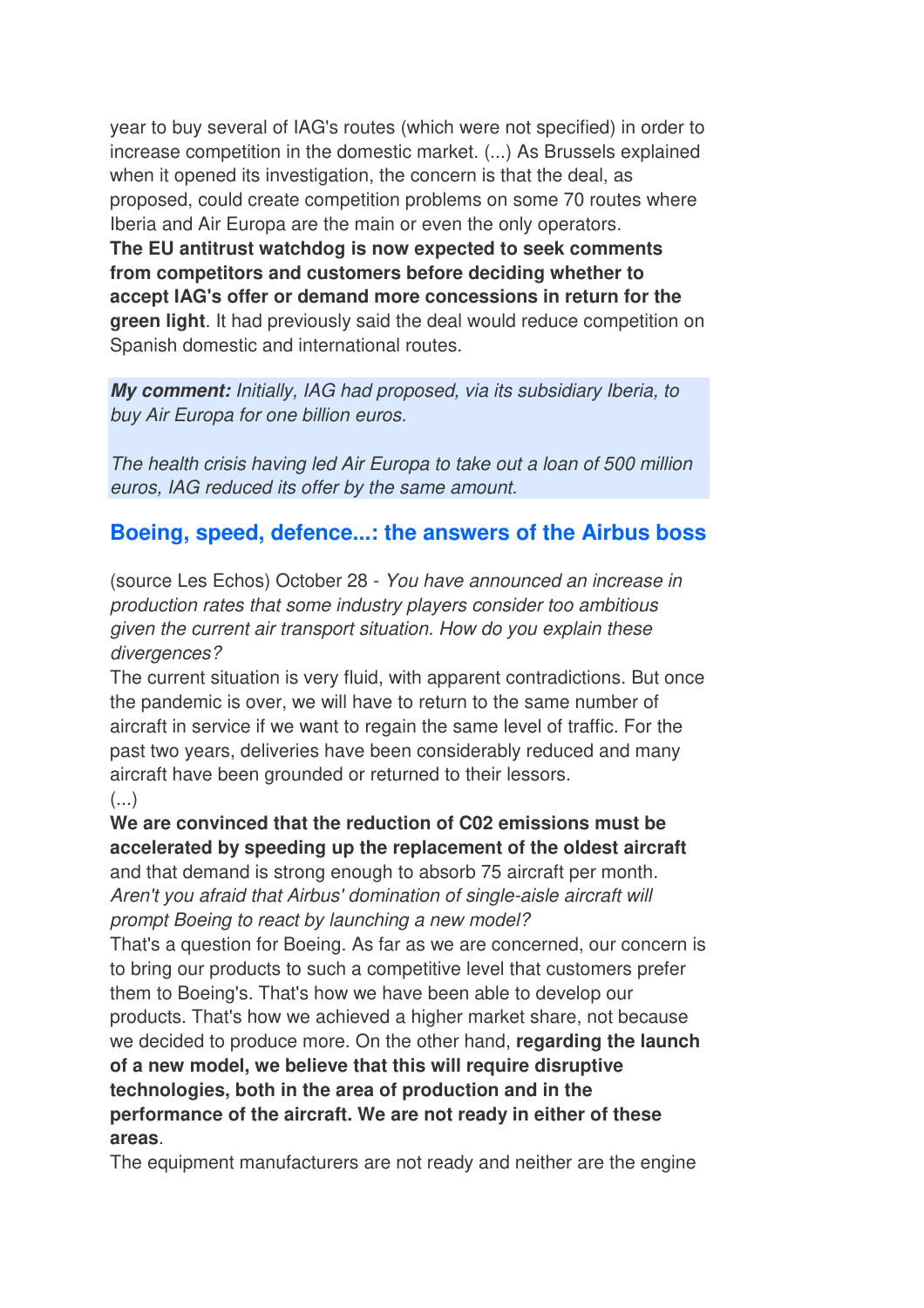year to buy several of IAG's routes (which were not specified) in order to increase competition in the domestic market. (...) As Brussels explained when it opened its investigation, the concern is that the deal, as proposed, could create competition problems on some 70 routes where Iberia and Air Europa are the main or even the only operators.
**The EU antitrust watchdog is now expected to seek comments from competitors and customers before deciding whether to accept IAG's offer or demand more concessions in return for the green light**. It had previously said the deal would reduce competition on Spanish domestic and international routes.

***My comment:*** *Initially, IAG had proposed, via its subsidiary Iberia, to buy Air Europa for one billion euros.*

*The health crisis having led Air Europa to take out a loan of 500 million euros, IAG reduced its offer by the same amount.*

## Boeing, speed, defence...: the answers of the Airbus boss

(source Les Echos) October 28 - *You have announced an increase in production rates that some industry players consider too ambitious given the current air transport situation. How do you explain these divergences?*
The current situation is very fluid, with apparent contradictions. But once the pandemic is over, we will have to return to the same number of aircraft in service if we want to regain the same level of traffic. For the past two years, deliveries have been considerably reduced and many aircraft have been grounded or returned to their lessors.
(...)
**We are convinced that the reduction of C02 emissions must be accelerated by speeding up the replacement of the oldest aircraft** and that demand is strong enough to absorb 75 aircraft per month.
*Aren't you afraid that Airbus' domination of single-aisle aircraft will prompt Boeing to react by launching a new model?*
That's a question for Boeing. As far as we are concerned, our concern is to bring our products to such a competitive level that customers prefer them to Boeing's. That's how we have been able to develop our products. That's how we achieved a higher market share, not because we decided to produce more. On the other hand, **regarding the launch of a new model, we believe that this will require disruptive technologies, both in the area of production and in the performance of the aircraft. We are not ready in either of these areas**.
The equipment manufacturers are not ready and neither are the engine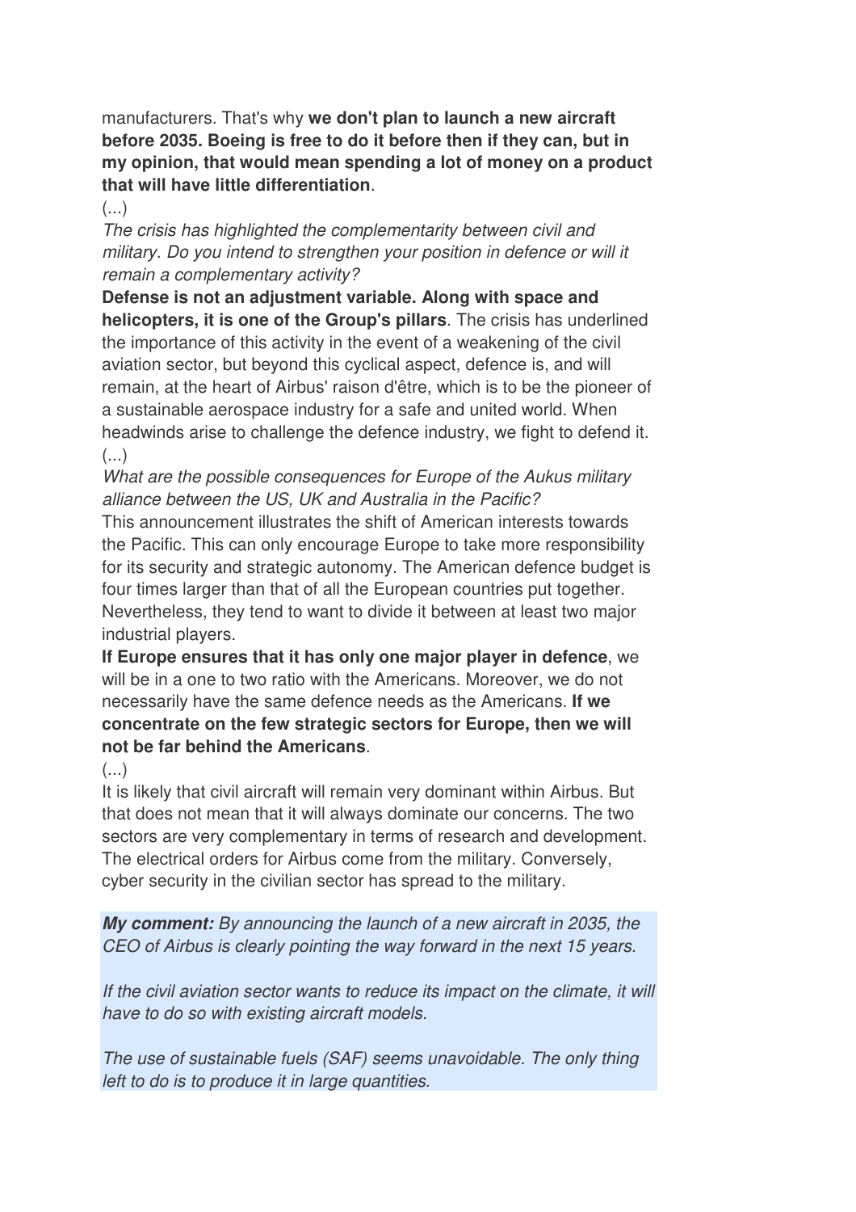manufacturers. That's why **we don't plan to launch a new aircraft before 2035. Boeing is free to do it before then if they can, but in my opinion, that would mean spending a lot of money on a product that will have little differentiation**.

(...)

*The crisis has highlighted the complementarity between civil and military. Do you intend to strengthen your position in defence or will it remain a complementary activity?*

**Defense is not an adjustment variable. Along with space and helicopters, it is one of the Group's pillars**. The crisis has underlined the importance of this activity in the event of a weakening of the civil aviation sector, but beyond this cyclical aspect, defence is, and will remain, at the heart of Airbus' raison d'être, which is to be the pioneer of a sustainable aerospace industry for a safe and united world. When headwinds arise to challenge the defence industry, we fight to defend it.

(...)

*What are the possible consequences for Europe of the Aukus military alliance between the US, UK and Australia in the Pacific?*

This announcement illustrates the shift of American interests towards the Pacific. This can only encourage Europe to take more responsibility for its security and strategic autonomy. The American defence budget is four times larger than that of all the European countries put together. Nevertheless, they tend to want to divide it between at least two major industrial players.

**If Europe ensures that it has only one major player in defence**, we will be in a one to two ratio with the Americans. Moreover, we do not necessarily have the same defence needs as the Americans. **If we concentrate on the few strategic sectors for Europe, then we will not be far behind the Americans**.

(...)

It is likely that civil aircraft will remain very dominant within Airbus. But that does not mean that it will always dominate our concerns. The two sectors are very complementary in terms of research and development. The electrical orders for Airbus come from the military. Conversely, cyber security in the civilian sector has spread to the military.

***My comment:*** *By announcing the launch of a new aircraft in 2035, the CEO of Airbus is clearly pointing the way forward in the next 15 years.*

*If the civil aviation sector wants to reduce its impact on the climate, it will have to do so with existing aircraft models.*

*The use of sustainable fuels (SAF) seems unavoidable. The only thing left to do is to produce it in large quantities.*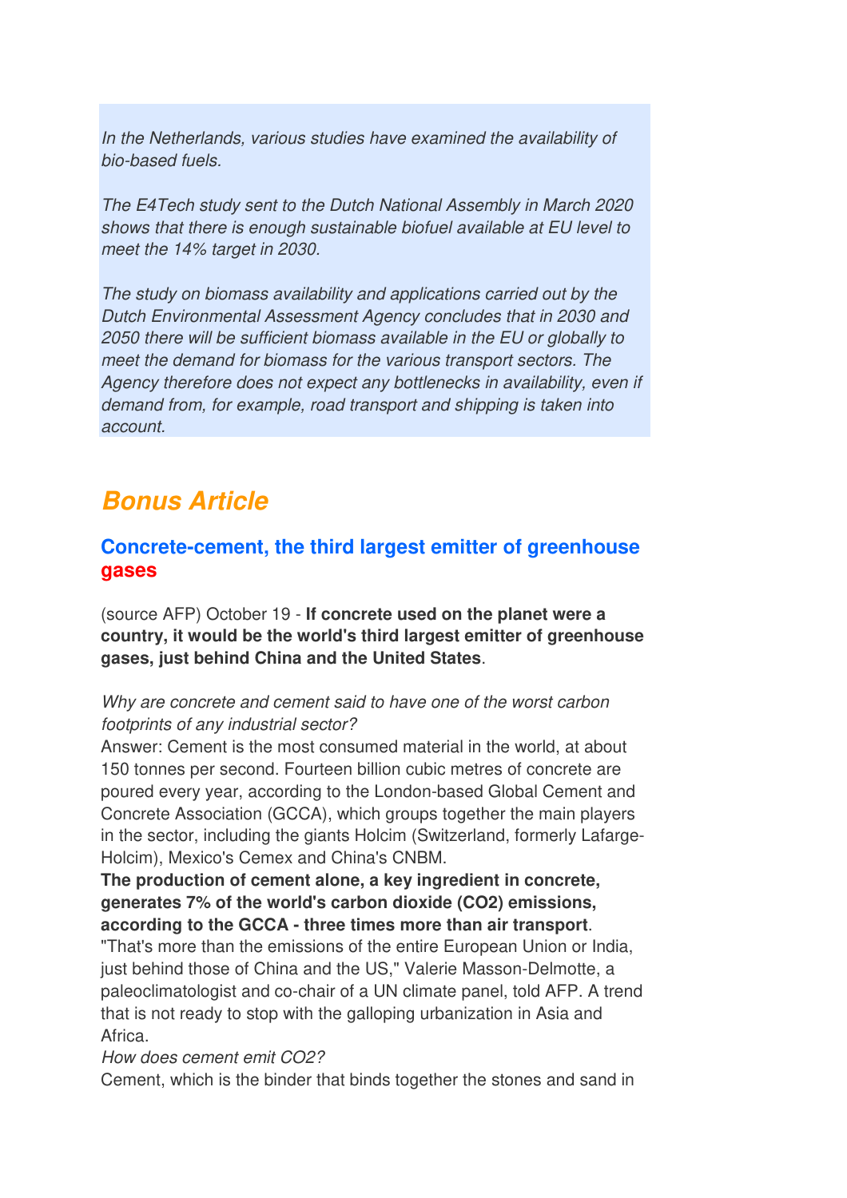*In the Netherlands, various studies have examined the availability of bio-based fuels.*

*The E4Tech study sent to the Dutch National Assembly in March 2020 shows that there is enough sustainable biofuel available at EU level to meet the 14% target in 2030.*

*The study on biomass availability and applications carried out by the Dutch Environmental Assessment Agency concludes that in 2030 and 2050 there will be sufficient biomass available in the EU or globally to meet the demand for biomass for the various transport sectors. The Agency therefore does not expect any bottlenecks in availability, even if demand from, for example, road transport and shipping is taken into account.*

## ***Bonus Article***

### **Concrete-cement, the third largest emitter of greenhouse gases**

(source AFP) October 19 - **If concrete used on the planet were a country, it would be the world's third largest emitter of greenhouse gases, just behind China and the United States**.

*Why are concrete and cement said to have one of the worst carbon footprints of any industrial sector?*
Answer: Cement is the most consumed material in the world, at about 150 tonnes per second. Fourteen billion cubic metres of concrete are poured every year, according to the London-based Global Cement and Concrete Association (GCCA), which groups together the main players in the sector, including the giants Holcim (Switzerland, formerly Lafarge-Holcim), Mexico's Cemex and China's CNBM.
**The production of cement alone, a key ingredient in concrete, generates 7% of the world's carbon dioxide ($CO_2$) emissions, according to the GCCA - three times more than air transport**.
"That's more than the emissions of the entire European Union or India, just behind those of China and the US," Valerie Masson-Delmotte, a paleoclimatologist and co-chair of a UN climate panel, told AFP. A trend that is not ready to stop with the galloping urbanization in Asia and Africa.
*How does cement emit $CO_2$?*
Cement, which is the binder that binds together the stones and sand in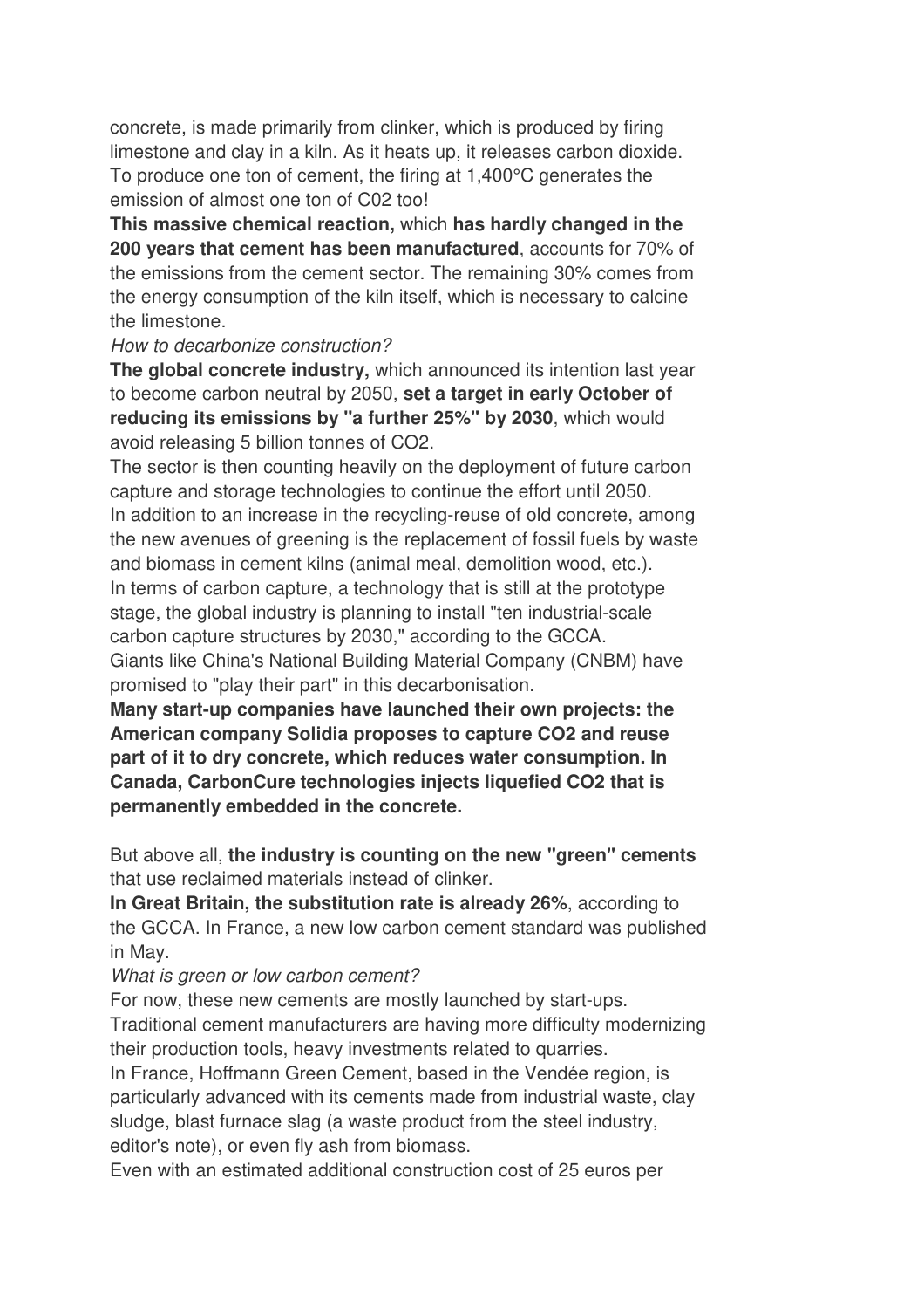concrete, is made primarily from clinker, which is produced by firing limestone and clay in a kiln. As it heats up, it releases carbon dioxide. To produce one ton of cement, the firing at 1,400°C generates the emission of almost one ton of C02 too!

**This massive chemical reaction,** which **has hardly changed in the 200 years that cement has been manufactured**, accounts for 70% of the emissions from the cement sector. The remaining 30% comes from the energy consumption of the kiln itself, which is necessary to calcine the limestone.

*How to decarbonize construction?*

**The global concrete industry,** which announced its intention last year to become carbon neutral by 2050, **set a target in early October of reducing its emissions by "a further 25%" by 2030**, which would avoid releasing 5 billion tonnes of $CO_2$.

The sector is then counting heavily on the deployment of future carbon capture and storage technologies to continue the effort until 2050.

In addition to an increase in the recycling-reuse of old concrete, among the new avenues of greening is the replacement of fossil fuels by waste and biomass in cement kilns (animal meal, demolition wood, etc.).

In terms of carbon capture, a technology that is still at the prototype stage, the global industry is planning to install "ten industrial-scale carbon capture structures by 2030," according to the GCCA.

Giants like China's National Building Material Company (CNBM) have promised to "play their part" in this decarbonisation.

**Many start-up companies have launched their own projects: the American company Solidia proposes to capture $CO_2$ and reuse part of it to dry concrete, which reduces water consumption. In Canada, CarbonCure technologies injects liquefied $CO_2$ that is permanently embedded in the concrete.**

But above all, **the industry is counting on the new "green" cements** that use reclaimed materials instead of clinker.

**In Great Britain, the substitution rate is already 26%**, according to the GCCA. In France, a new low carbon cement standard was published in May.

*What is green or low carbon cement?*

For now, these new cements are mostly launched by start-ups.

Traditional cement manufacturers are having more difficulty modernizing their production tools, heavy investments related to quarries.

In France, Hoffmann Green Cement, based in the Vendée region, is particularly advanced with its cements made from industrial waste, clay sludge, blast furnace slag (a waste product from the steel industry, editor's note), or even fly ash from biomass.

Even with an estimated additional construction cost of 25 euros per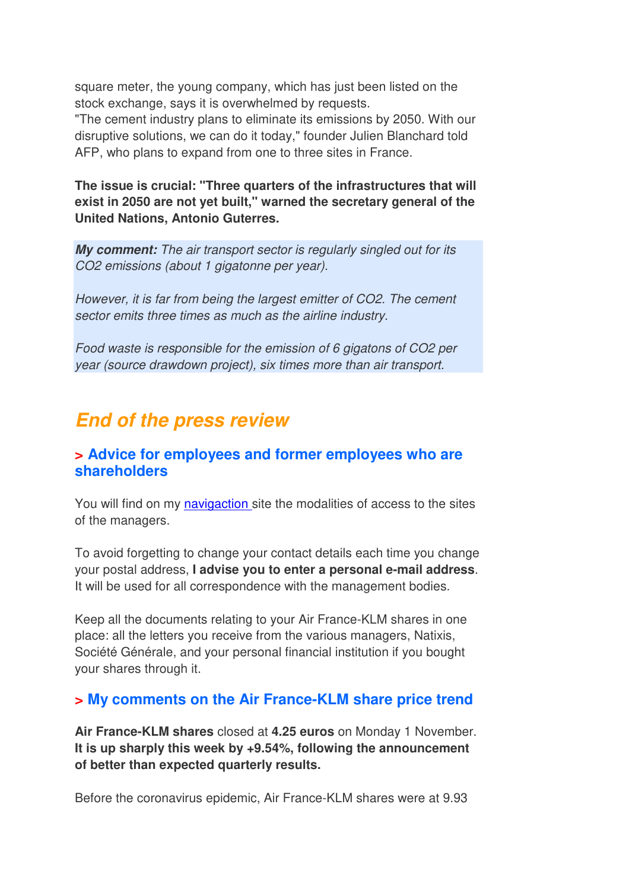square meter, the young company, which has just been listed on the stock exchange, says it is overwhelmed by requests.
"The cement industry plans to eliminate its emissions by 2050. With our disruptive solutions, we can do it today," founder Julien Blanchard told AFP, who plans to expand from one to three sites in France.

**The issue is crucial: "Three quarters of the infrastructures that will exist in 2050 are not yet built," warned the secretary general of the United Nations, Antonio Guterres.**

***My comment:*** *The air transport sector is regularly singled out for its CO2 emissions (about 1 gigatonne per year).*

*However, it is far from being the largest emitter of CO2. The cement sector emits three times as much as the airline industry.*

*Food waste is responsible for the emission of 6 gigatons of CO2 per year (source drawdown project), six times more than air transport.*

## End of the press review

### > Advice for employees and former employees who are shareholders

You will find on my navigaction site the modalities of access to the sites of the managers.

To avoid forgetting to change your contact details each time you change your postal address, **I advise you to enter a personal e-mail address**. It will be used for all correspondence with the management bodies.

Keep all the documents relating to your Air France-KLM shares in one place: all the letters you receive from the various managers, Natixis, Société Générale, and your personal financial institution if you bought your shares through it.

### > My comments on the Air France-KLM share price trend

**Air France-KLM shares** closed at **4.25 euros** on Monday 1 November. **It is up sharply this week by +9.54%, following the announcement of better than expected quarterly results.**

Before the coronavirus epidemic, Air France-KLM shares were at 9.93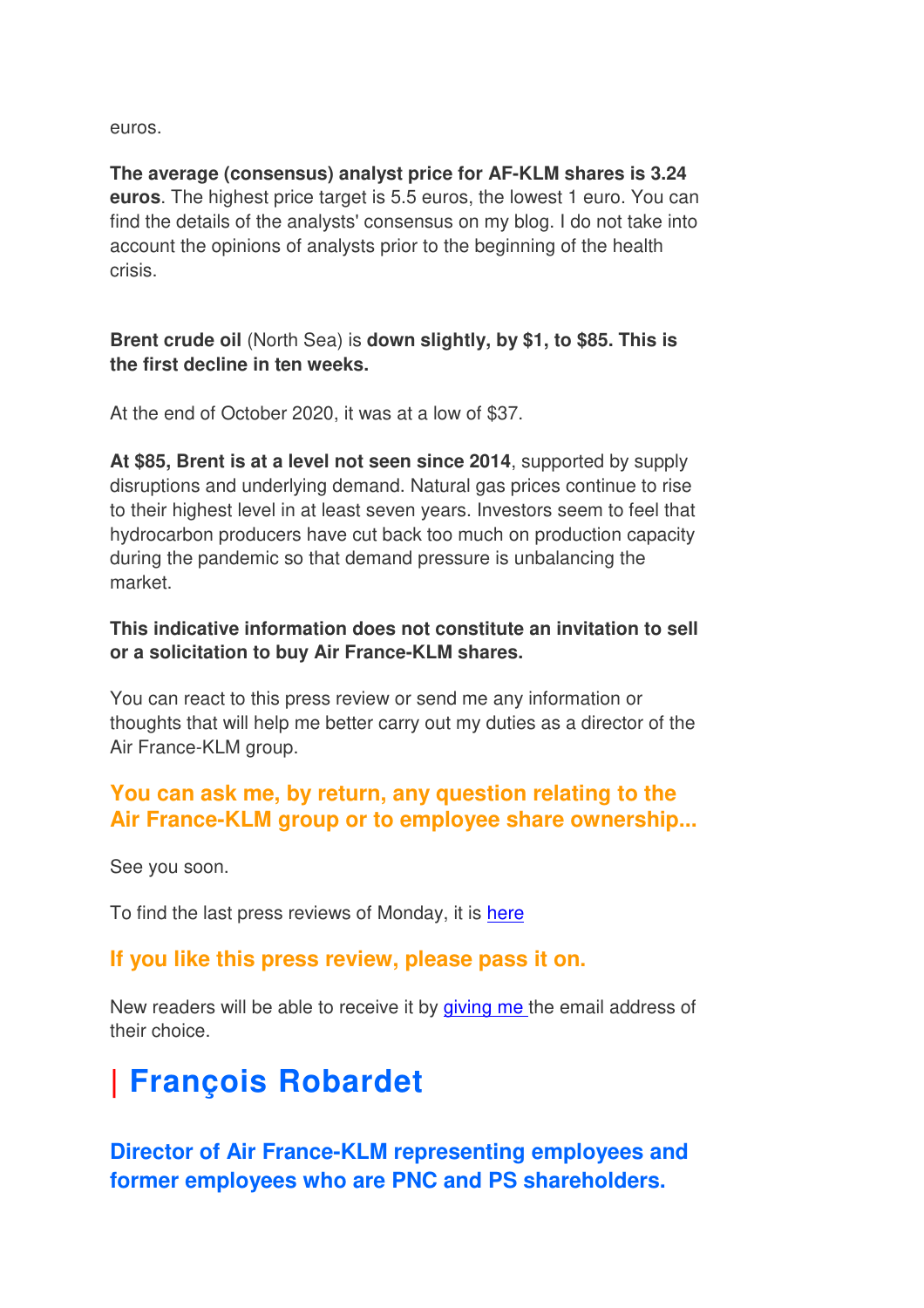euros.

**The average (consensus) analyst price for AF-KLM shares is 3.24 euros**. The highest price target is 5.5 euros, the lowest 1 euro. You can find the details of the analysts' consensus on my blog. I do not take into account the opinions of analysts prior to the beginning of the health crisis.

**Brent crude oil** (North Sea) is **down slightly, by $1, to $85. This is the first decline in ten weeks.**

At the end of October 2020, it was at a low of $37.

**At $85, Brent is at a level not seen since 2014**, supported by supply disruptions and underlying demand. Natural gas prices continue to rise to their highest level in at least seven years. Investors seem to feel that hydrocarbon producers have cut back too much on production capacity during the pandemic so that demand pressure is unbalancing the market.

**This indicative information does not constitute an invitation to sell or a solicitation to buy Air France-KLM shares.**

You can react to this press review or send me any information or thoughts that will help me better carry out my duties as a director of the Air France-KLM group.

### You can ask me, by return, any question relating to the Air France-KLM group or to employee share ownership...

See you soon.

To find the last press reviews of Monday, it is [here]

### If you like this press review, please pass it on.

New readers will be able to receive it by [giving me] the email address of their choice.

# | François Robardet

### Director of Air France-KLM representing employees and former employees who are PNC and PS shareholders.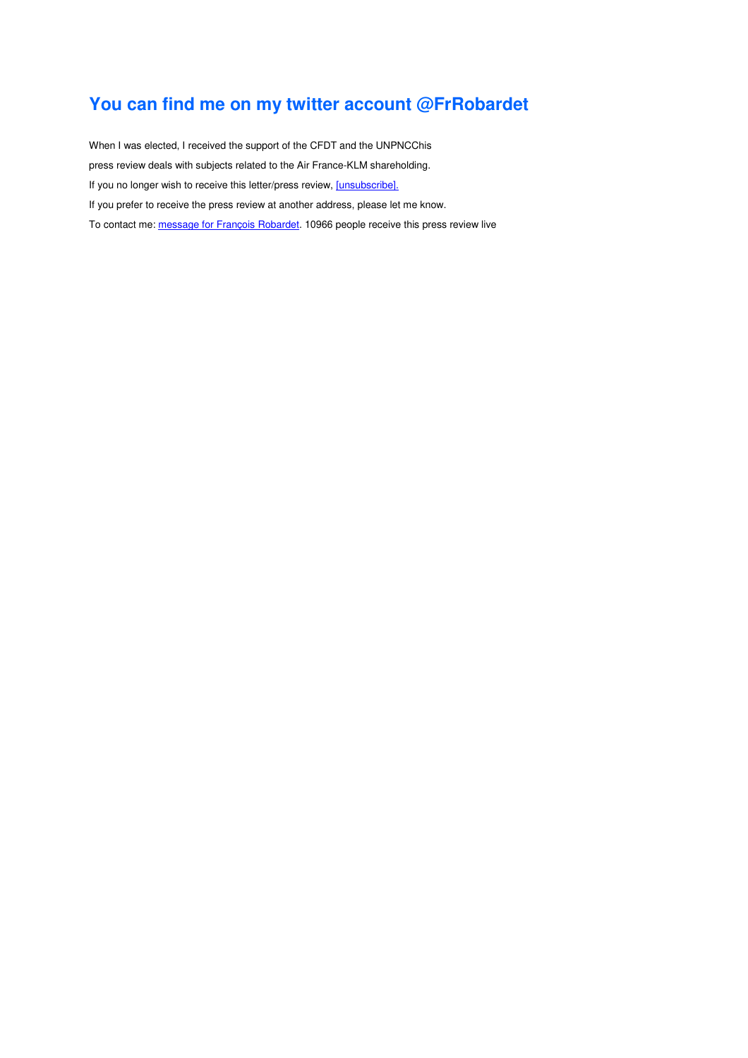## You can find me on my twitter account @FrRobardet

When I was elected, I received the support of the CFDT and the UNPNCChis

press review deals with subjects related to the Air France-KLM shareholding.

If you no longer wish to receive this letter/press review, [unsubscribe].

If you prefer to receive the press review at another address, please let me know.

To contact me: message for François Robardet. 10966 people receive this press review live